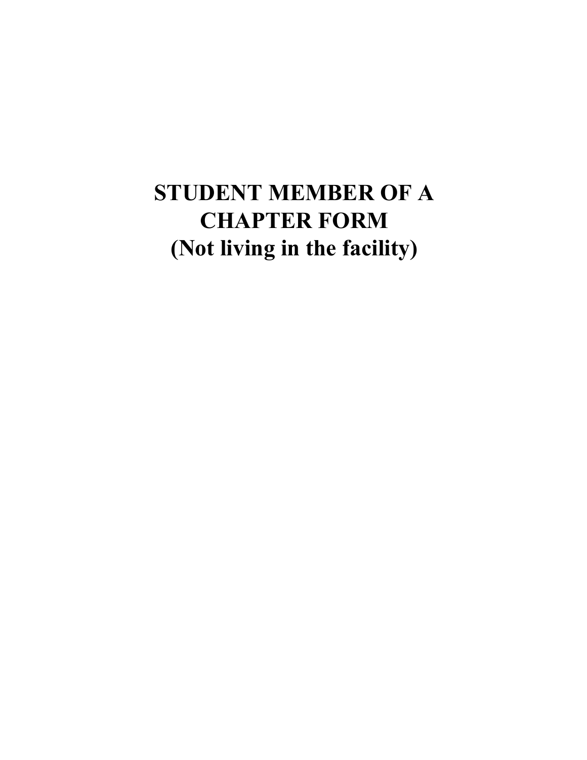# STUDENT MEMBER OF A CHAPTER FORM (Not living in the facility)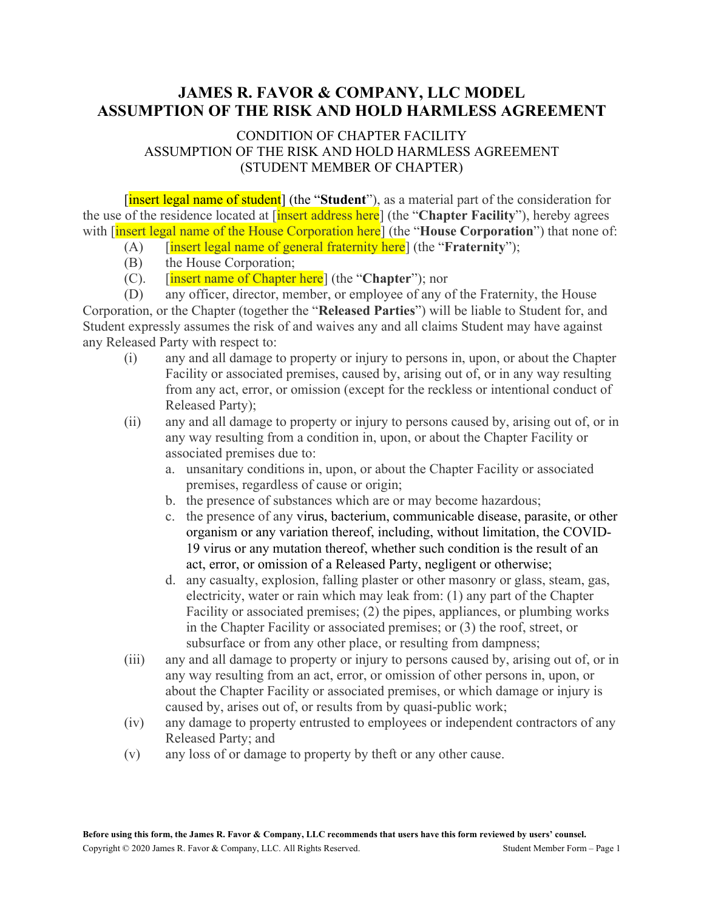# JAMES R. FAVOR & COMPANY, LLC MODEL ASSUMPTION OF THE RISK AND HOLD HARMLESS AGREEMENT

## CONDITION OF CHAPTER FACILITY ASSUMPTION OF THE RISK AND HOLD HARMLESS AGREEMENT (STUDENT MEMBER OF CHAPTER)

[insert legal name of student] (the "**Student**"), as a material part of the consideration for the use of the residence located at [insert address here] (the "**Chapter Facility**"), hereby agrees with [insert legal name of the House Corporation here] (the "**House Corporation**") that none of:

(A) [insert legal name of general fraternity here] (the "**Fraternity**");

(B) the House Corporation;

(C). [insert name of Chapter here] (the "**Chapter**"); nor

(D) any officer, director, member, or employee of any of the Fraternity, the House Corporation, or the Chapter (together the "**Released Parties**") will be liable to Student for, and Student expressly assumes the risk of and waives any and all claims Student may have against any Released Party with respect to:

(i) any and all damage to property or injury to persons in, upon, or about the Chapter Facility or associated premises, caused by, arising out of, or in any way resulting from any act, error, or omission (except for the reckless or intentional conduct of Released Party);

(ii) any and all damage to property or injury to persons caused by, arising out of, or in any way resulting from a condition in, upon, or about the Chapter Facility or associated premises due to:

- a. unsanitary conditions in, upon, or about the Chapter Facility or associated premises, regardless of cause or origin;
- b. the presence of substances which are or may become hazardous;
- c. the presence of any virus, bacterium, communicable disease, parasite, or other organism or any variation thereof, including, without limitation, the COVID-19 virus or any mutation thereof, whether such condition is the result of an act, error, or omission of a Released Party, negligent or otherwise;
- d. any casualty, explosion, falling plaster or other masonry or glass, steam, gas, electricity, water or rain which may leak from: (1) any part of the Chapter Facility or associated premises; (2) the pipes, appliances, or plumbing works in the Chapter Facility or associated premises; or (3) the roof, street, or subsurface or from any other place, or resulting from dampness;

(iii) any and all damage to property or injury to persons caused by, arising out of, or in any way resulting from an act, error, or omission of other persons in, upon, or about the Chapter Facility or associated premises, or which damage or injury is caused by, arises out of, or results from by quasi-public work;

(iv) any damage to property entrusted to employees or independent contractors of any Released Party; and

(v) any loss of or damage to property by theft or any other cause.

**Before using this form, the James R. Favor & Company, LLC recommends that users have this form reviewed by users' counsel.**

Copyright © 2020 James R. Favor & Company, LLC. All Rights Reserved.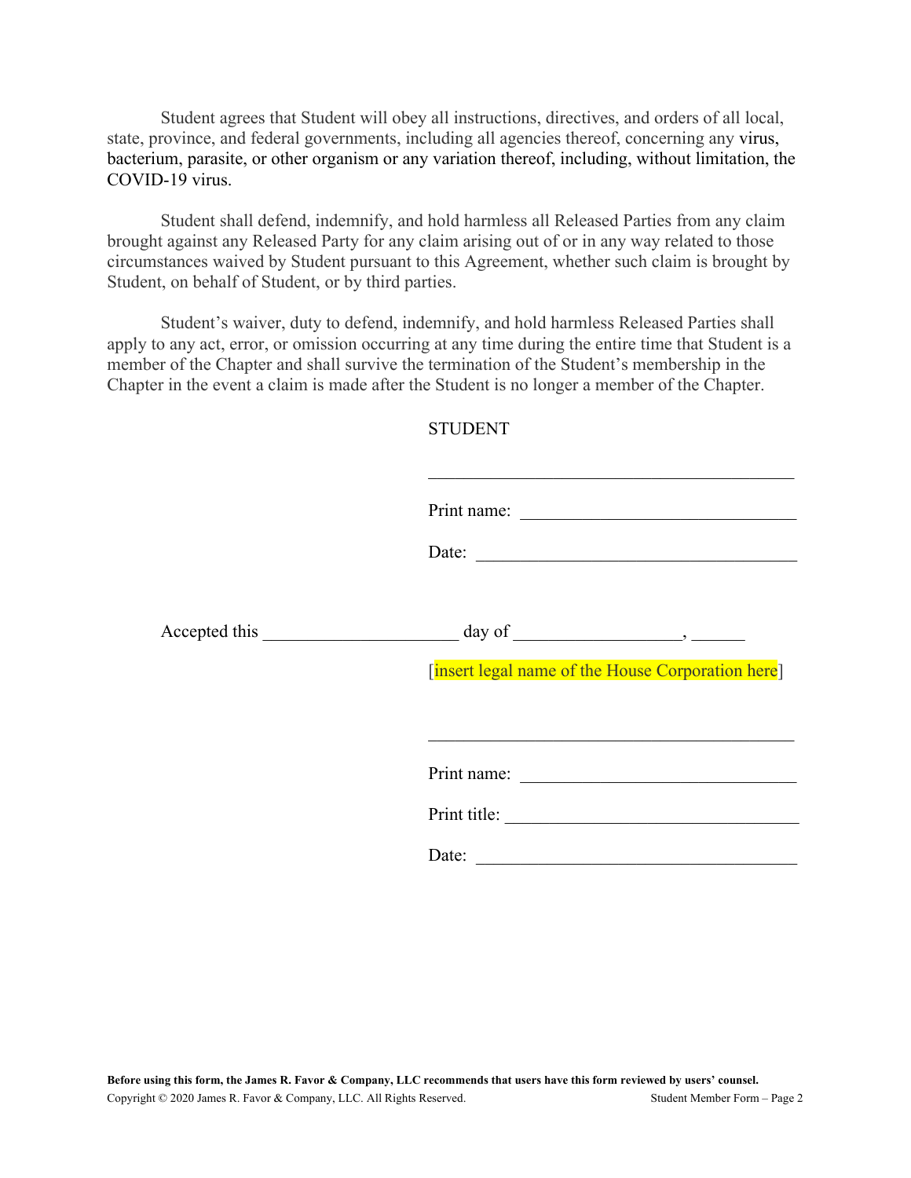Student agrees that Student will obey all instructions, directives, and orders of all local, state, province, and federal governments, including all agencies thereof, concerning any virus, bacterium, parasite, or other organism or any variation thereof, including, without limitation, the COVID-19 virus.

Student shall defend, indemnify, and hold harmless all Released Parties from any claim brought against any Released Party for any claim arising out of or in any way related to those circumstances waived by Student pursuant to this Agreement, whether such claim is brought by Student, on behalf of Student, or by third parties.

Student's waiver, duty to defend, indemnify, and hold harmless Released Parties shall apply to any act, error, or omission occurring at any time during the entire time that Student is a member of the Chapter and shall survive the termination of the Student's membership in the Chapter in the event a claim is made after the Student is no longer a member of the Chapter.

STUDENT

\_\_\_\_\_\_\_\_\_\_\_\_\_\_\_\_\_\_\_\_\_\_\_\_\_\_\_\_\_\_\_\_\_\_\_\_\_\_\_\_

Print name: \_\_\_\_\_\_\_\_\_\_\_\_\_\_\_\_\_\_\_\_\_\_\_\_\_\_\_\_\_\_

Date: \_\_\_\_\_\_\_\_\_\_\_\_\_\_\_\_\_\_\_\_\_\_\_\_\_\_\_\_\_\_\_\_\_\_\_

Accepted this \_\_\_\_\_\_\_\_\_\_\_\_\_\_\_\_\_\_\_\_\_ day of \_\_\_\_\_\_\_\_\_\_\_\_\_\_\_\_\_\_, \_\_\_\_\_\_

[insert legal name of the House Corporation here]

\_\_\_\_\_\_\_\_\_\_\_\_\_\_\_\_\_\_\_\_\_\_\_\_\_\_\_\_\_\_\_\_\_\_\_\_\_\_\_\_

Print name: \_\_\_\_\_\_\_\_\_\_\_\_\_\_\_\_\_\_\_\_\_\_\_\_\_\_\_\_\_\_

Print title: \_\_\_\_\_\_\_\_\_\_\_\_\_\_\_\_\_\_\_\_\_\_\_\_\_\_\_\_\_\_\_\_

Date: \_\_\_\_\_\_\_\_\_\_\_\_\_\_\_\_\_\_\_\_\_\_\_\_\_\_\_\_\_\_\_\_\_\_\_

**Before using this form, the James R. Favor & Company, LLC recommends that users have this form reviewed by users' counsel.**

Copyright © 2020 James R. Favor & Company, LLC. All Rights Reserved.